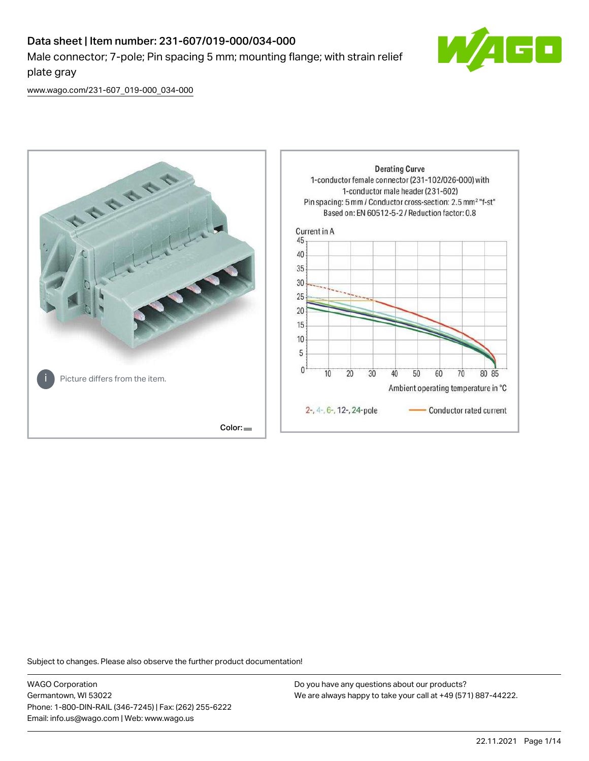# Data sheet | Item number: 231-607/019-000/034-000

Male connector; 7-pole; Pin spacing 5 mm; mounting flange; with strain relief plate gray

www.wago.com/231-607_019-000_034-000

Picture differs from the item.

Color:

**Derating Curve**

1-conductor female connector (231-102/026-000) with 1-conductor male header (231-602)

Pin spacing: 5 mm / Conductor cross-section: 2.5 mm² "f-st"

Based on: EN 60512-5-2 / Reduction factor: 0.8

Current in A

Ambient operating temperature in °C

2-, 4-, 6-, 12-, 24-pole — Conductor rated current

Subject to changes. Please also observe the further product documentation!

WAGO Corporation
Germantown, WI 53022
Phone: 1-800-DIN-RAIL (346-7245) | Fax: (262) 255-6222
Email: info.us@wago.com | Web: www.wago.us

Do you have any questions about our products?
We are always happy to take your call at +49 (571) 887-44222.

22.11.2021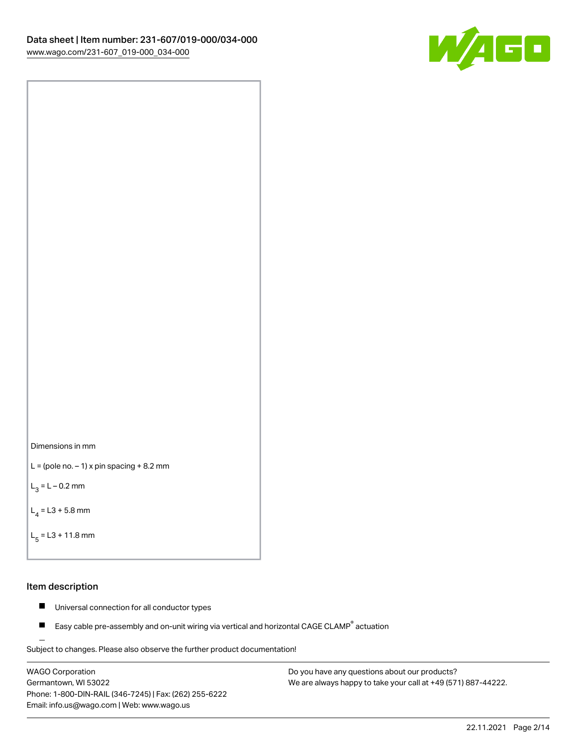Dimensions in mm

L = (pole no. – 1) x pin spacing + 8.2 mm

$L_3$ = L – 0.2 mm

$L_4$ = L3 + 5.8 mm

$L_5$ = L3 + 11.8 mm

## Item description

- Universal connection for all conductor types
- Easy cable pre-assembly and on-unit wiring via vertical and horizontal CAGE CLAMP® actuation

Subject to changes. Please also observe the further product documentation!

WAGO Corporation
Germantown, WI 53022
Phone: 1-800-DIN-RAIL (346-7245) | Fax: (262) 255-6222
Email: info.us@wago.com | Web: www.wago.us

Do you have any questions about our products?
We are always happy to take your call at +49 (571) 887-44222.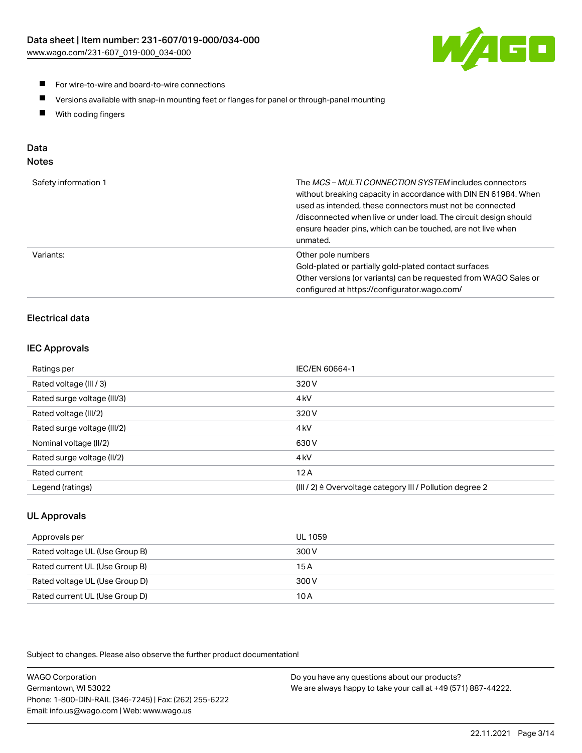- For wire-to-wire and board-to-wire connections
- Versions available with snap-in mounting feet or flanges for panel or through-panel mounting
- With coding fingers

## Data

### Notes

| | |
|---|---|
| Safety information 1 | The *MCS – MULTI CONNECTION SYSTEM* includes connectors without breaking capacity in accordance with DIN EN 61984. When used as intended, these connectors must not be connected /disconnected when live or under load. The circuit design should ensure header pins, which can be touched, are not live when unmated. |
| Variants: | Other pole numbers<br>Gold-plated or partially gold-plated contact surfaces<br>Other versions (or variants) can be requested from WAGO Sales or configured at https://configurator.wago.com/ |

### Electrical data

#### IEC Approvals

| | |
|---|---|
| Ratings per | IEC/EN 60664-1 |
| Rated voltage (III / 3) | 320 V |
| Rated surge voltage (III/3) | 4 kV |
| Rated voltage (III/2) | 320 V |
| Rated surge voltage (III/2) | 4 kV |
| Nominal voltage (II/2) | 630 V |
| Rated surge voltage (II/2) | 4 kV |
| Rated current | 12 A |
| Legend (ratings) | (III / 2) ≙ Overvoltage category III / Pollution degree 2 |

#### UL Approvals

| | |
|---|---|
| Approvals per | UL 1059 |
| Rated voltage UL (Use Group B) | 300 V |
| Rated current UL (Use Group B) | 15 A |
| Rated voltage UL (Use Group D) | 300 V |
| Rated current UL (Use Group D) | 10 A |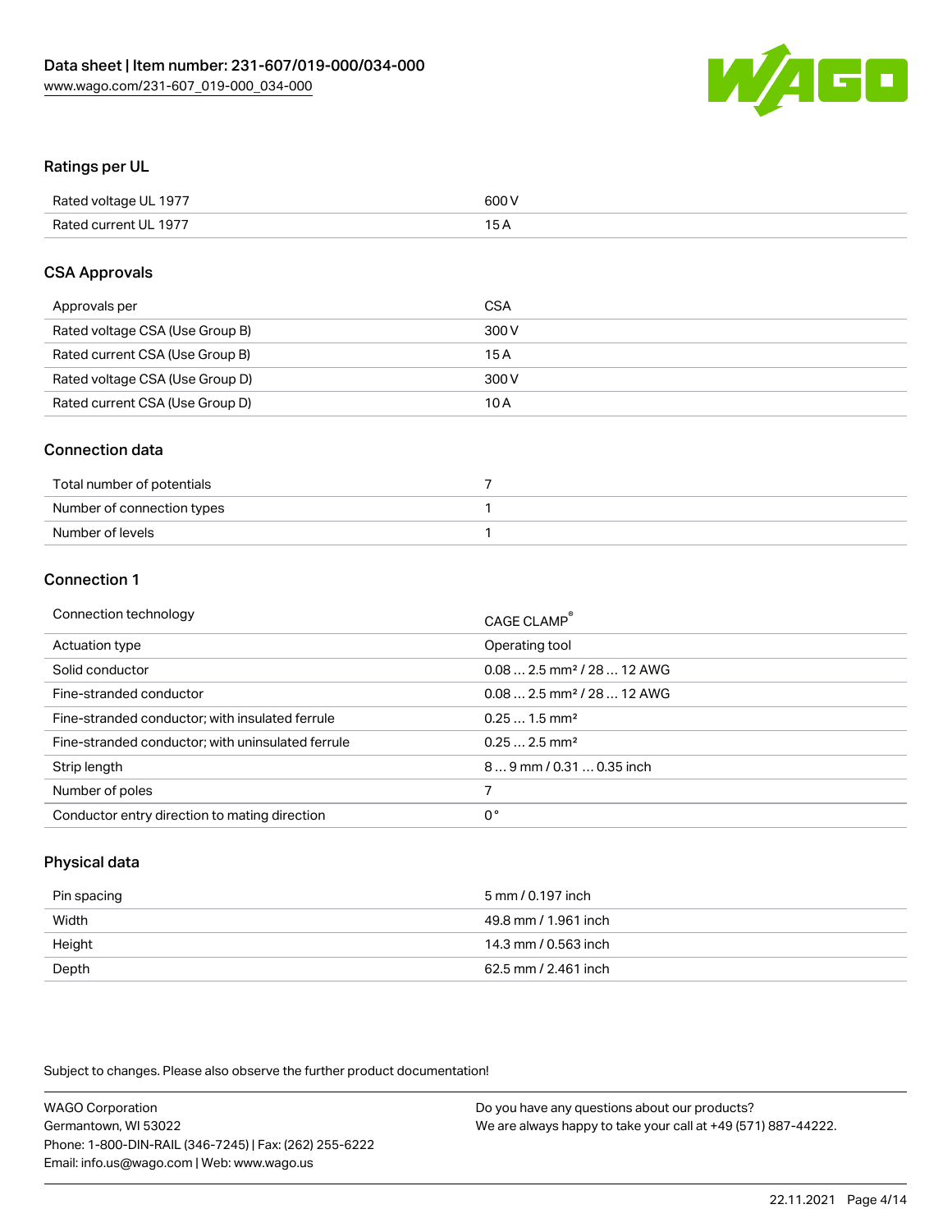## Ratings per UL

| | |
|---|---|
| Rated voltage UL 1977 | 600 V |
| Rated current UL 1977 | 15 A |

## CSA Approvals

| | |
|---|---|
| Approvals per | CSA |
| Rated voltage CSA (Use Group B) | 300 V |
| Rated current CSA (Use Group B) | 15 A |
| Rated voltage CSA (Use Group D) | 300 V |
| Rated current CSA (Use Group D) | 10 A |

## Connection data

| | |
|---|---|
| Total number of potentials | 7 |
| Number of connection types | 1 |
| Number of levels | 1 |

## Connection 1

| | |
|---|---|
| Connection technology | CAGE CLAMP® |
| Actuation type | Operating tool |
| Solid conductor | 0.08 … 2.5 mm² / 28 … 12 AWG |
| Fine-stranded conductor | 0.08 … 2.5 mm² / 28 … 12 AWG |
| Fine-stranded conductor; with insulated ferrule | 0.25 … 1.5 mm² |
| Fine-stranded conductor; with uninsulated ferrule | 0.25 … 2.5 mm² |
| Strip length | 8 … 9 mm / 0.31 … 0.35 inch |
| Number of poles | 7 |
| Conductor entry direction to mating direction | 0 ° |

## Physical data

| | |
|---|---|
| Pin spacing | 5 mm / 0.197 inch |
| Width | 49.8 mm / 1.961 inch |
| Height | 14.3 mm / 0.563 inch |
| Depth | 62.5 mm / 2.461 inch |

Subject to changes. Please also observe the further product documentation!

WAGO Corporation
Germantown, WI 53022
Phone: 1-800-DIN-RAIL (346-7245) | Fax: (262) 255-6222
Email: info.us@wago.com | Web: www.wago.us

Do you have any questions about our products?
We are always happy to take your call at +49 (571) 887-44222.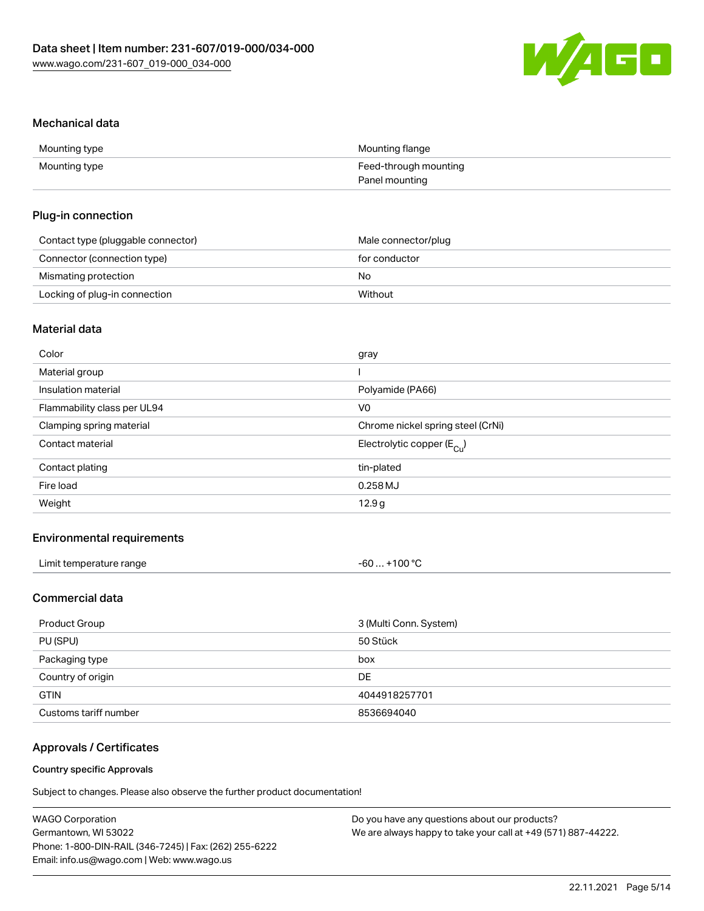## Mechanical data

| | |
|---|---|
| Mounting type | Mounting flange |
| Mounting type | Feed-through mounting<br>Panel mounting |

## Plug-in connection

| | |
|---|---|
| Contact type (pluggable connector) | Male connector/plug |
| Connector (connection type) | for conductor |
| Mismating protection | No |
| Locking of plug-in connection | Without |

## Material data

| | |
|---|---|
| Color | gray |
| Material group | I |
| Insulation material | Polyamide (PA66) |
| Flammability class per UL94 | V0 |
| Clamping spring material | Chrome nickel spring steel (CrNi) |
| Contact material | Electrolytic copper ($E_{Cu}$) |
| Contact plating | tin-plated |
| Fire load | 0.258 MJ |
| Weight | 12.9 g |

## Environmental requirements

| | |
|---|---|
| Limit temperature range | -60 … +100 °C |

## Commercial data

| | |
|---|---|
| Product Group | 3 (Multi Conn. System) |
| PU (SPU) | 50 Stück |
| Packaging type | box |
| Country of origin | DE |
| GTIN | 4044918257701 |
| Customs tariff number | 8536694040 |

## Approvals / Certificates

### Country specific Approvals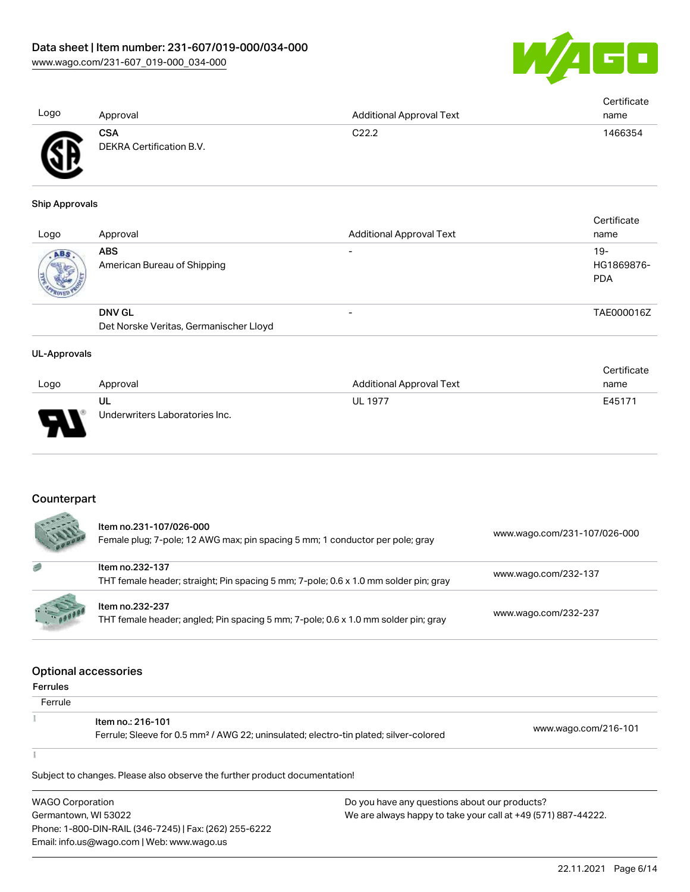| Logo | Approval | Additional Approval Text | Certificate name |
|---|---|---|---|
| | **CSA** DEKRA Certification B.V. | C22.2 | 1466354 |

### Ship Approvals

| Logo | Approval | Additional Approval Text | Certificate name |
|---|---|---|---|
| | **ABS** American Bureau of Shipping | - | 19-HG1869876-PDA |
| | **DNV GL** Det Norske Veritas, Germanischer Lloyd | - | TAE000016Z |

### UL-Approvals

| Logo | Approval | Additional Approval Text | Certificate name |
|---|---|---|---|
| | **UL** Underwriters Laboratories Inc. | UL 1977 | E45171 |

## Counterpart

| | | |
|---|---|---|
| | **Item no.231-107/026-000** Female plug; 7-pole; 12 AWG max; pin spacing 5 mm; 1 conductor per pole; gray | www.wago.com/231-107/026-000 |
| | **Item no.232-137** THT female header; straight; Pin spacing 5 mm; 7-pole; 0.6 x 1.0 mm solder pin; gray | www.wago.com/232-137 |
| | **Item no.232-237** THT female header; angled; Pin spacing 5 mm; 7-pole; 0.6 x 1.0 mm solder pin; gray | www.wago.com/232-237 |

## Optional accessories

### Ferrules

| Ferrule | | |
|---|---|---|
| | **Item no.: 216-101** Ferrule; Sleeve for 0.5 mm² / AWG 22; uninsulated; electro-tin plated; silver-colored | www.wago.com/216-101 |

Subject to changes. Please also observe the further product documentation!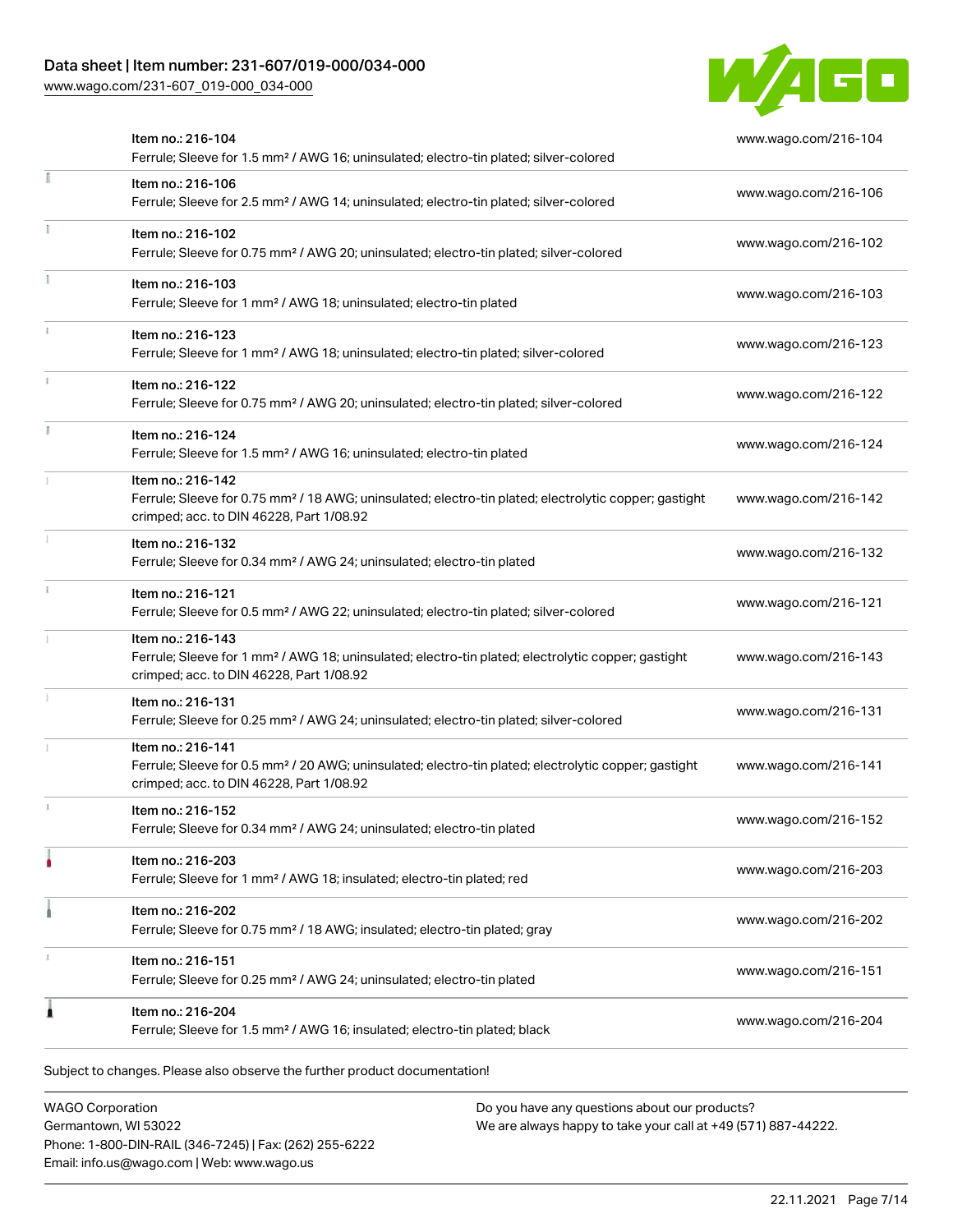| Item | Link |
| --- | --- |
| Item no.: 216-104<br>Ferrule; Sleeve for 1.5 mm² / AWG 16; uninsulated; electro-tin plated; silver-colored | www.wago.com/216-104 |
| Item no.: 216-106<br>Ferrule; Sleeve for 2.5 mm² / AWG 14; uninsulated; electro-tin plated; silver-colored | www.wago.com/216-106 |
| Item no.: 216-102<br>Ferrule; Sleeve for 0.75 mm² / AWG 20; uninsulated; electro-tin plated; silver-colored | www.wago.com/216-102 |
| Item no.: 216-103<br>Ferrule; Sleeve for 1 mm² / AWG 18; uninsulated; electro-tin plated | www.wago.com/216-103 |
| Item no.: 216-123<br>Ferrule; Sleeve for 1 mm² / AWG 18; uninsulated; electro-tin plated; silver-colored | www.wago.com/216-123 |
| Item no.: 216-122<br>Ferrule; Sleeve for 0.75 mm² / AWG 20; uninsulated; electro-tin plated; silver-colored | www.wago.com/216-122 |
| Item no.: 216-124<br>Ferrule; Sleeve for 1.5 mm² / AWG 16; uninsulated; electro-tin plated | www.wago.com/216-124 |
| Item no.: 216-142<br>Ferrule; Sleeve for 0.75 mm² / 18 AWG; uninsulated; electro-tin plated; electrolytic copper; gastight crimped; acc. to DIN 46228, Part 1/08.92 | www.wago.com/216-142 |
| Item no.: 216-132<br>Ferrule; Sleeve for 0.34 mm² / AWG 24; uninsulated; electro-tin plated | www.wago.com/216-132 |
| Item no.: 216-121<br>Ferrule; Sleeve for 0.5 mm² / AWG 22; uninsulated; electro-tin plated; silver-colored | www.wago.com/216-121 |
| Item no.: 216-143<br>Ferrule; Sleeve for 1 mm² / AWG 18; uninsulated; electro-tin plated; electrolytic copper; gastight crimped; acc. to DIN 46228, Part 1/08.92 | www.wago.com/216-143 |
| Item no.: 216-131<br>Ferrule; Sleeve for 0.25 mm² / AWG 24; uninsulated; electro-tin plated; silver-colored | www.wago.com/216-131 |
| Item no.: 216-141<br>Ferrule; Sleeve for 0.5 mm² / 20 AWG; uninsulated; electro-tin plated; electrolytic copper; gastight crimped; acc. to DIN 46228, Part 1/08.92 | www.wago.com/216-141 |
| Item no.: 216-152<br>Ferrule; Sleeve for 0.34 mm² / AWG 24; uninsulated; electro-tin plated | www.wago.com/216-152 |
| Item no.: 216-203<br>Ferrule; Sleeve for 1 mm² / AWG 18; insulated; electro-tin plated; red | www.wago.com/216-203 |
| Item no.: 216-202<br>Ferrule; Sleeve for 0.75 mm² / 18 AWG; insulated; electro-tin plated; gray | www.wago.com/216-202 |
| Item no.: 216-151<br>Ferrule; Sleeve for 0.25 mm² / AWG 24; uninsulated; electro-tin plated | www.wago.com/216-151 |
| Item no.: 216-204<br>Ferrule; Sleeve for 1.5 mm² / AWG 16; insulated; electro-tin plated; black | www.wago.com/216-204 |

Subject to changes. Please also observe the further product documentation!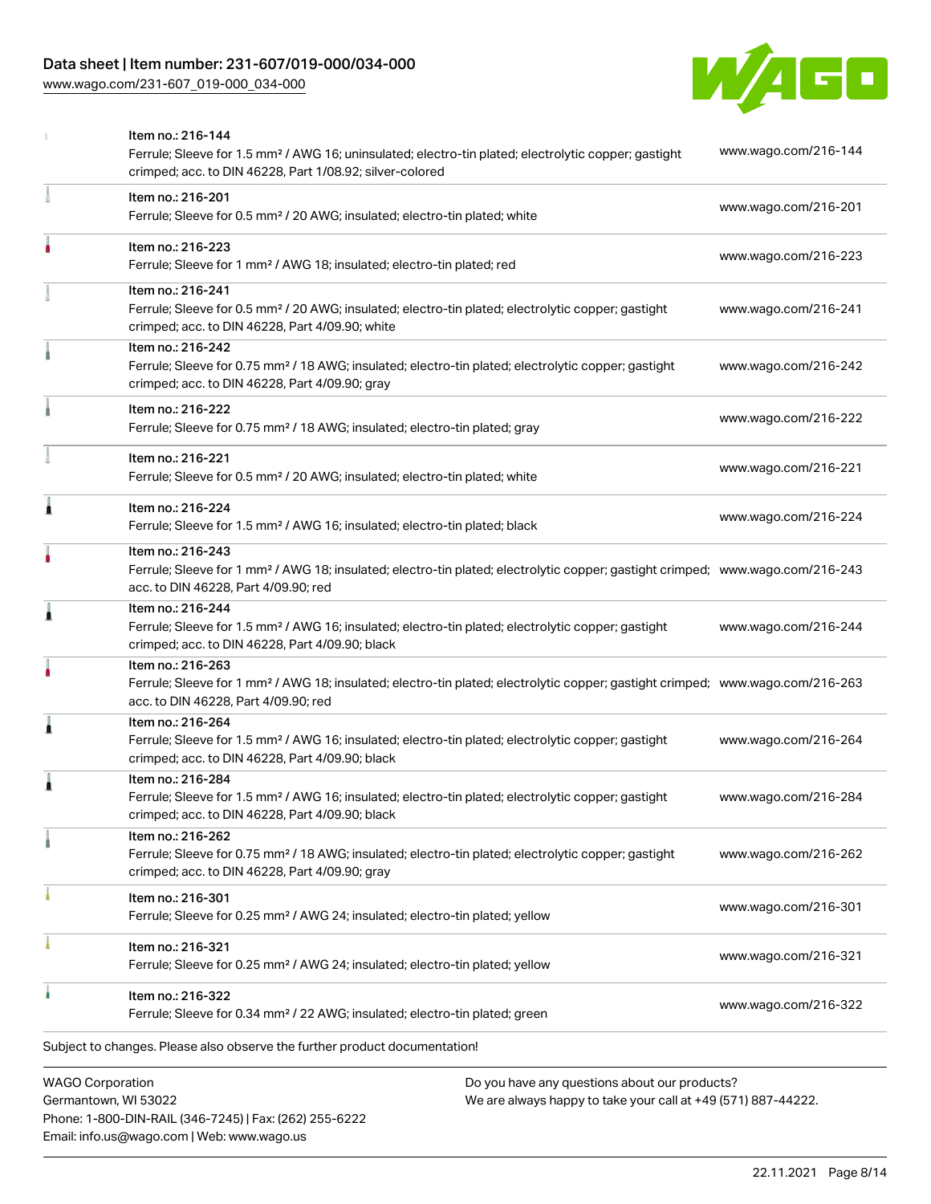| | | |
|---|---|---|
| | Item no.: 216-144<br>Ferrule; Sleeve for 1.5 mm² / AWG 16; uninsulated; electro-tin plated; electrolytic copper; gastight crimped; acc. to DIN 46228, Part 1/08.92; silver-colored | www.wago.com/216-144 |
| | Item no.: 216-201<br>Ferrule; Sleeve for 0.5 mm² / 20 AWG; insulated; electro-tin plated; white | www.wago.com/216-201 |
| | Item no.: 216-223<br>Ferrule; Sleeve for 1 mm² / AWG 18; insulated; electro-tin plated; red | www.wago.com/216-223 |
| | Item no.: 216-241<br>Ferrule; Sleeve for 0.5 mm² / 20 AWG; insulated; electro-tin plated; electrolytic copper; gastight crimped; acc. to DIN 46228, Part 4/09.90; white | www.wago.com/216-241 |
| | Item no.: 216-242<br>Ferrule; Sleeve for 0.75 mm² / 18 AWG; insulated; electro-tin plated; electrolytic copper; gastight crimped; acc. to DIN 46228, Part 4/09.90; gray | www.wago.com/216-242 |
| | Item no.: 216-222<br>Ferrule; Sleeve for 0.75 mm² / 18 AWG; insulated; electro-tin plated; gray | www.wago.com/216-222 |
| | Item no.: 216-221<br>Ferrule; Sleeve for 0.5 mm² / 20 AWG; insulated; electro-tin plated; white | www.wago.com/216-221 |
| | Item no.: 216-224<br>Ferrule; Sleeve for 1.5 mm² / AWG 16; insulated; electro-tin plated; black | www.wago.com/216-224 |
| | Item no.: 216-243<br>Ferrule; Sleeve for 1 mm² / AWG 18; insulated; electro-tin plated; electrolytic copper; gastight crimped; acc. to DIN 46228, Part 4/09.90; red | www.wago.com/216-243 |
| | Item no.: 216-244<br>Ferrule; Sleeve for 1.5 mm² / AWG 16; insulated; electro-tin plated; electrolytic copper; gastight crimped; acc. to DIN 46228, Part 4/09.90; black | www.wago.com/216-244 |
| | Item no.: 216-263<br>Ferrule; Sleeve for 1 mm² / AWG 18; insulated; electro-tin plated; electrolytic copper; gastight crimped; acc. to DIN 46228, Part 4/09.90; red | www.wago.com/216-263 |
| | Item no.: 216-264<br>Ferrule; Sleeve for 1.5 mm² / AWG 16; insulated; electro-tin plated; electrolytic copper; gastight crimped; acc. to DIN 46228, Part 4/09.90; black | www.wago.com/216-264 |
| | Item no.: 216-284<br>Ferrule; Sleeve for 1.5 mm² / AWG 16; insulated; electro-tin plated; electrolytic copper; gastight crimped; acc. to DIN 46228, Part 4/09.90; black | www.wago.com/216-284 |
| | Item no.: 216-262<br>Ferrule; Sleeve for 0.75 mm² / 18 AWG; insulated; electro-tin plated; electrolytic copper; gastight crimped; acc. to DIN 46228, Part 4/09.90; gray | www.wago.com/216-262 |
| | Item no.: 216-301<br>Ferrule; Sleeve for 0.25 mm² / AWG 24; insulated; electro-tin plated; yellow | www.wago.com/216-301 |
| | Item no.: 216-321<br>Ferrule; Sleeve for 0.25 mm² / AWG 24; insulated; electro-tin plated; yellow | www.wago.com/216-321 |
| | Item no.: 216-322<br>Ferrule; Sleeve for 0.34 mm² / 22 AWG; insulated; electro-tin plated; green | www.wago.com/216-322 |

Subject to changes. Please also observe the further product documentation!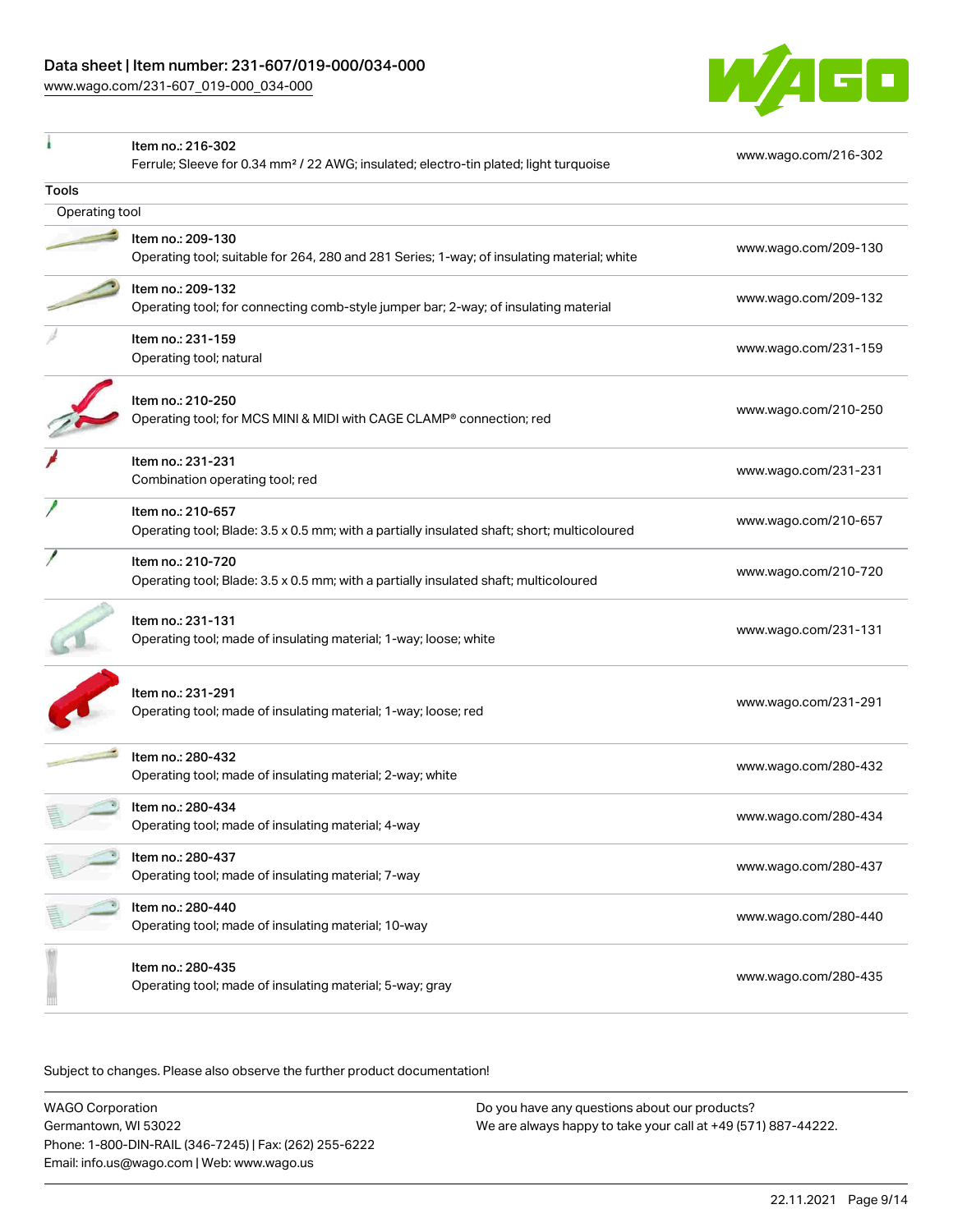| | | |
|---|---|---|
| | Item no.: 216-302<br>Ferrule; Sleeve for 0.34 mm² / 22 AWG; insulated; electro-tin plated; light turquoise | www.wago.com/216-302 |
| **Tools** | | |
| Operating tool | | |
| | Item no.: 209-130<br>Operating tool; suitable for 264, 280 and 281 Series; 1-way; of insulating material; white | www.wago.com/209-130 |
| | Item no.: 209-132<br>Operating tool; for connecting comb-style jumper bar; 2-way; of insulating material | www.wago.com/209-132 |
| | Item no.: 231-159<br>Operating tool; natural | www.wago.com/231-159 |
| | Item no.: 210-250<br>Operating tool; for MCS MINI & MIDI with CAGE CLAMP® connection; red | www.wago.com/210-250 |
| | Item no.: 231-231<br>Combination operating tool; red | www.wago.com/231-231 |
| | Item no.: 210-657<br>Operating tool; Blade: 3.5 x 0.5 mm; with a partially insulated shaft; short; multicoloured | www.wago.com/210-657 |
| | Item no.: 210-720<br>Operating tool; Blade: 3.5 x 0.5 mm; with a partially insulated shaft; multicoloured | www.wago.com/210-720 |
| | Item no.: 231-131<br>Operating tool; made of insulating material; 1-way; loose; white | www.wago.com/231-131 |
| | Item no.: 231-291<br>Operating tool; made of insulating material; 1-way; loose; red | www.wago.com/231-291 |
| | Item no.: 280-432<br>Operating tool; made of insulating material; 2-way; white | www.wago.com/280-432 |
| | Item no.: 280-434<br>Operating tool; made of insulating material; 4-way | www.wago.com/280-434 |
| | Item no.: 280-437<br>Operating tool; made of insulating material; 7-way | www.wago.com/280-437 |
| | Item no.: 280-440<br>Operating tool; made of insulating material; 10-way | www.wago.com/280-440 |
| | Item no.: 280-435<br>Operating tool; made of insulating material; 5-way; gray | www.wago.com/280-435 |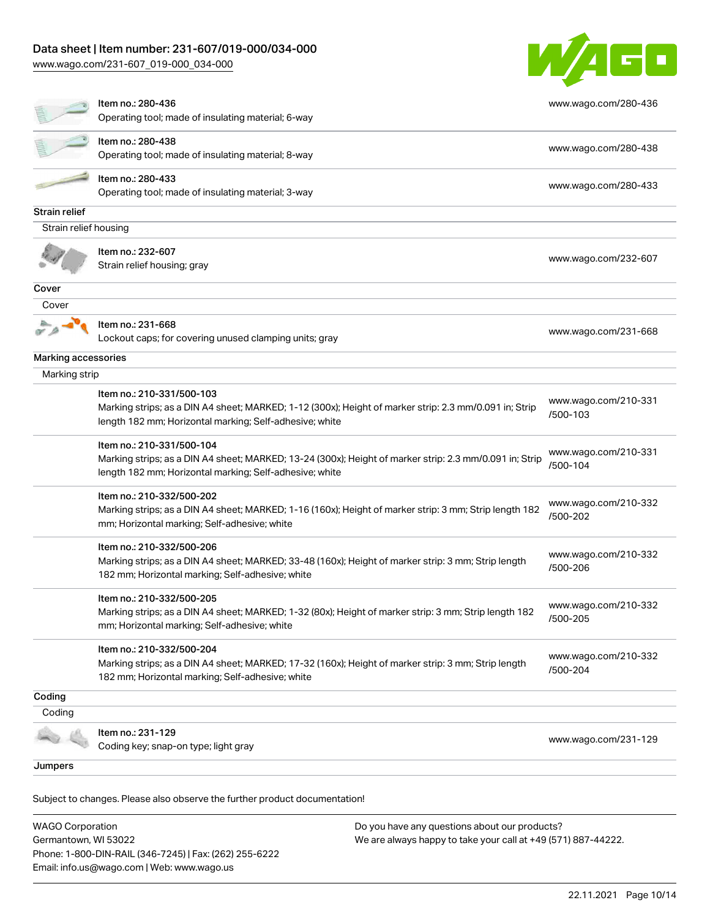| | | |
|---|---|---|
| | Item no.: 280-436<br>Operating tool; made of insulating material; 6-way | www.wago.com/280-436 |
| | Item no.: 280-438<br>Operating tool; made of insulating material; 8-way | www.wago.com/280-438 |
| | Item no.: 280-433<br>Operating tool; made of insulating material; 3-way | www.wago.com/280-433 |

### Strain relief

Strain relief housing

| | | |
|---|---|---|
| | Item no.: 232-607<br>Strain relief housing; gray | www.wago.com/232-607 |

### Cover

Cover

| | | |
|---|---|---|
| | Item no.: 231-668<br>Lockout caps; for covering unused clamping units; gray | www.wago.com/231-668 |

### Marking accessories

Marking strip

| | | |
|---|---|---|
| | Item no.: 210-331/500-103<br>Marking strips; as a DIN A4 sheet; MARKED; 1-12 (300x); Height of marker strip: 2.3 mm/0.091 in; Strip length 182 mm; Horizontal marking; Self-adhesive; white | www.wago.com/210-331/500-103 |
| | Item no.: 210-331/500-104<br>Marking strips; as a DIN A4 sheet; MARKED; 13-24 (300x); Height of marker strip: 2.3 mm/0.091 in; Strip length 182 mm; Horizontal marking; Self-adhesive; white | www.wago.com/210-331/500-104 |
| | Item no.: 210-332/500-202<br>Marking strips; as a DIN A4 sheet; MARKED; 1-16 (160x); Height of marker strip: 3 mm; Strip length 182 mm; Horizontal marking; Self-adhesive; white | www.wago.com/210-332/500-202 |
| | Item no.: 210-332/500-206<br>Marking strips; as a DIN A4 sheet; MARKED; 33-48 (160x); Height of marker strip: 3 mm; Strip length 182 mm; Horizontal marking; Self-adhesive; white | www.wago.com/210-332/500-206 |
| | Item no.: 210-332/500-205<br>Marking strips; as a DIN A4 sheet; MARKED; 1-32 (80x); Height of marker strip: 3 mm; Strip length 182 mm; Horizontal marking; Self-adhesive; white | www.wago.com/210-332/500-205 |
| | Item no.: 210-332/500-204<br>Marking strips; as a DIN A4 sheet; MARKED; 17-32 (160x); Height of marker strip: 3 mm; Strip length 182 mm; Horizontal marking; Self-adhesive; white | www.wago.com/210-332/500-204 |

### Coding

Coding

| | | |
|---|---|---|
| | Item no.: 231-129<br>Coding key; snap-on type; light gray | www.wago.com/231-129 |

### Jumpers

Subject to changes. Please also observe the further product documentation!

WAGO Corporation
Germantown, WI 53022
Phone: 1-800-DIN-RAIL (346-7245) | Fax: (262) 255-6222
Email: info.us@wago.com | Web: www.wago.us

Do you have any questions about our products?
We are always happy to take your call at +49 (571) 887-44222.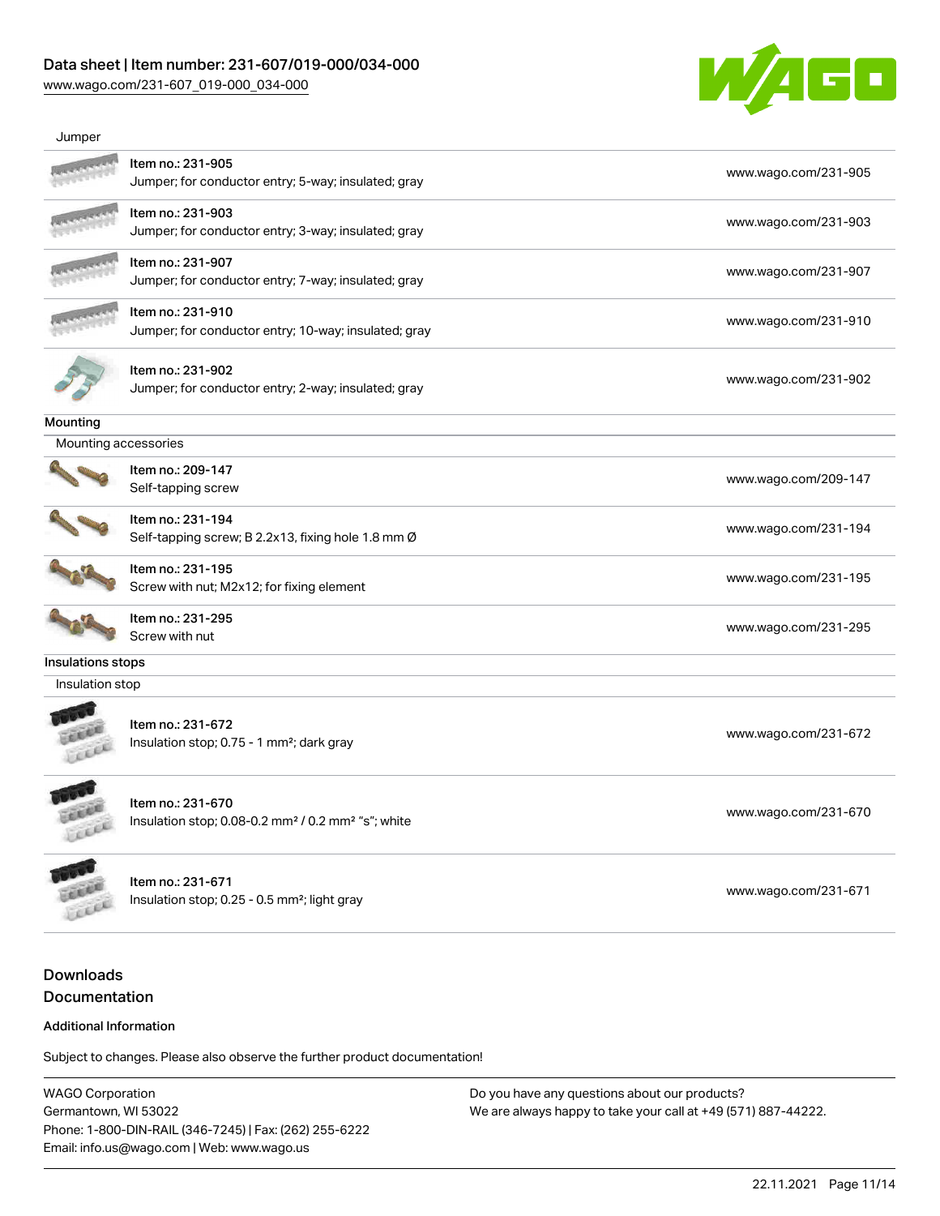Jumper

| | | |
|---|---|---|
| | Item no.: 231-905<br>Jumper; for conductor entry; 5-way; insulated; gray | www.wago.com/231-905 |
| | Item no.: 231-903<br>Jumper; for conductor entry; 3-way; insulated; gray | www.wago.com/231-903 |
| | Item no.: 231-907<br>Jumper; for conductor entry; 7-way; insulated; gray | www.wago.com/231-907 |
| | Item no.: 231-910<br>Jumper; for conductor entry; 10-way; insulated; gray | www.wago.com/231-910 |
| | Item no.: 231-902<br>Jumper; for conductor entry; 2-way; insulated; gray | www.wago.com/231-902 |

**Mounting**

Mounting accessories

| | | |
|---|---|---|
| | Item no.: 209-147<br>Self-tapping screw | www.wago.com/209-147 |
| | Item no.: 231-194<br>Self-tapping screw; B 2.2x13, fixing hole 1.8 mm Ø | www.wago.com/231-194 |
| | Item no.: 231-195<br>Screw with nut; M2x12; for fixing element | www.wago.com/231-195 |
| | Item no.: 231-295<br>Screw with nut | www.wago.com/231-295 |

**Insulations stops**

Insulation stop

| | | |
|---|---|---|
| | Item no.: 231-672<br>Insulation stop; 0.75 - 1 mm²; dark gray | www.wago.com/231-672 |
| | Item no.: 231-670<br>Insulation stop; 0.08-0.2 mm² / 0.2 mm² "s"; white | www.wago.com/231-670 |
| | Item no.: 231-671<br>Insulation stop; 0.25 - 0.5 mm²; light gray | www.wago.com/231-671 |

## Downloads
## Documentation

### Additional Information

Subject to changes. Please also observe the further product documentation!

WAGO Corporation
Germantown, WI 53022
Phone: 1-800-DIN-RAIL (346-7245) | Fax: (262) 255-6222
Email: info.us@wago.com | Web: www.wago.us

Do you have any questions about our products?
We are always happy to take your call at +49 (571) 887-44222.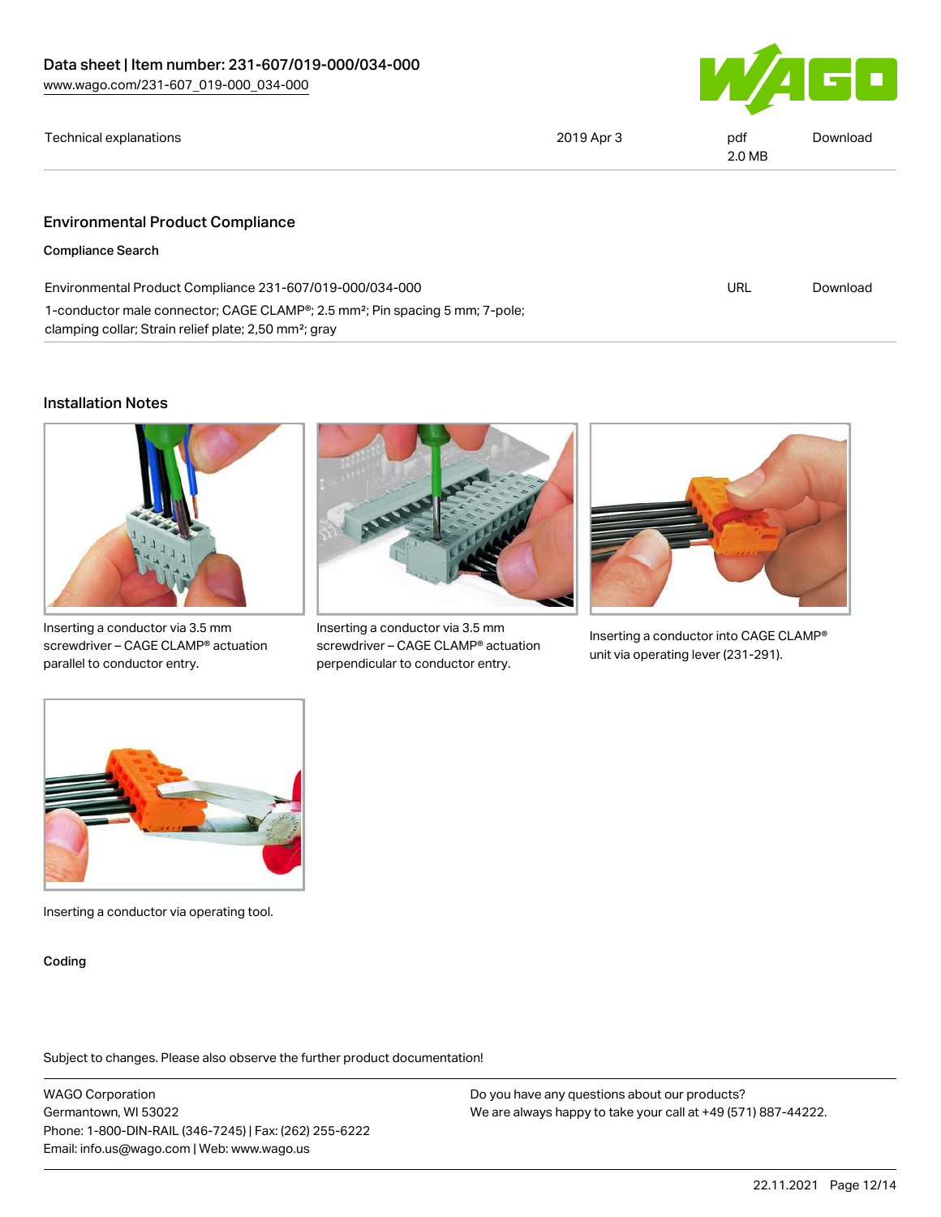| Technical explanations | 2019 Apr 3 | pdf 2.0 MB | Download |
| --- | --- | --- | --- |

## Environmental Product Compliance

### Compliance Search

| Environmental Product Compliance 231-607/019-000/034-000 | URL | Download |
| --- | --- | --- |
| 1-conductor male connector; CAGE CLAMP®; 2.5 mm²; Pin spacing 5 mm; 7-pole; clamping collar; Strain relief plate; 2,50 mm²; gray | | |

## Installation Notes

Inserting a conductor via 3.5 mm screwdriver – CAGE CLAMP® actuation parallel to conductor entry.

Inserting a conductor via 3.5 mm screwdriver – CAGE CLAMP® actuation perpendicular to conductor entry.

Inserting a conductor into CAGE CLAMP® unit via operating lever (231-291).

Inserting a conductor via operating tool.

### Coding

Subject to changes. Please also observe the further product documentation!

WAGO Corporation
Germantown, WI 53022
Phone: 1-800-DIN-RAIL (346-7245) | Fax: (262) 255-6222
Email: info.us@wago.com | Web: www.wago.us

Do you have any questions about our products?
We are always happy to take your call at +49 (571) 887-44222.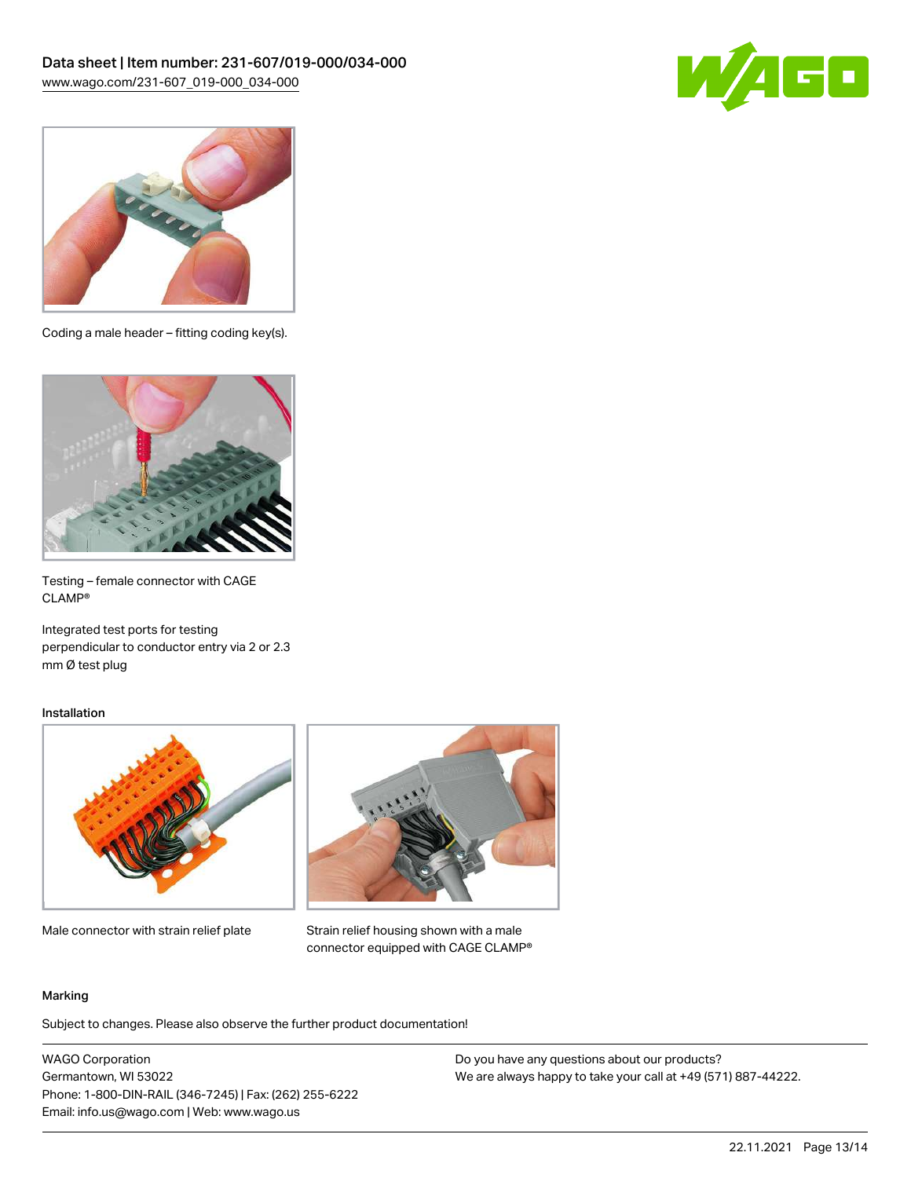Coding a male header – fitting coding key(s).

Testing – female connector with CAGE CLAMP®

Integrated test ports for testing perpendicular to conductor entry via 2 or 2.3 mm Ø test plug

Installation

Male connector with strain relief plate

Strain relief housing shown with a male connector equipped with CAGE CLAMP®

Marking

Subject to changes. Please also observe the further product documentation!

WAGO Corporation
Germantown, WI 53022
Phone: 1-800-DIN-RAIL (346-7245) | Fax: (262) 255-6222
Email: info.us@wago.com | Web: www.wago.us

Do you have any questions about our products?
We are always happy to take your call at +49 (571) 887-44222.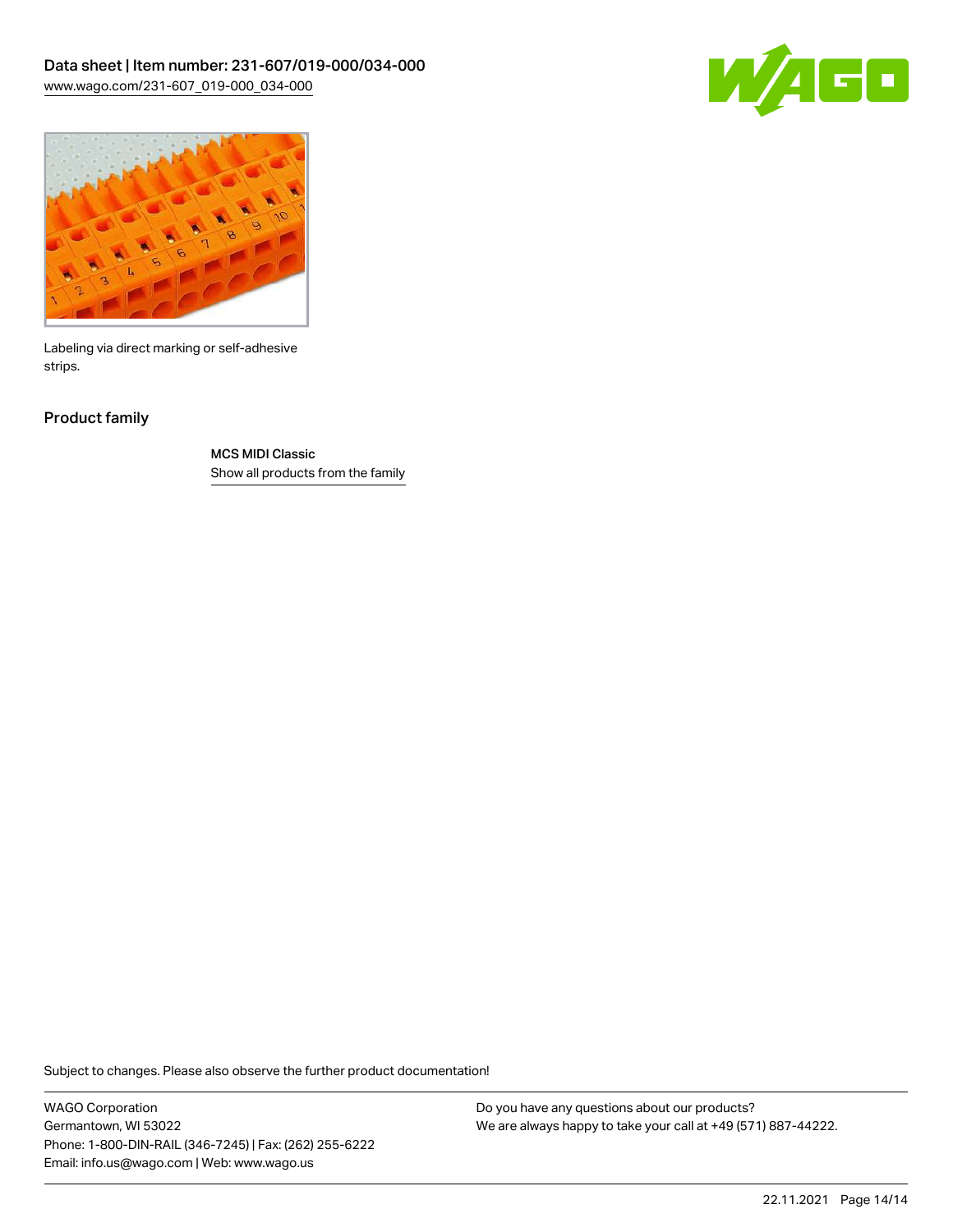Labeling via direct marking or self-adhesive strips.

## Product family

MCS MIDI Classic
Show all products from the family

Subject to changes. Please also observe the further product documentation!

WAGO Corporation
Germantown, WI 53022
Phone: 1-800-DIN-RAIL (346-7245) | Fax: (262) 255-6222
Email: info.us@wago.com | Web: www.wago.us

Do you have any questions about our products?
We are always happy to take your call at +49 (571) 887-44222.